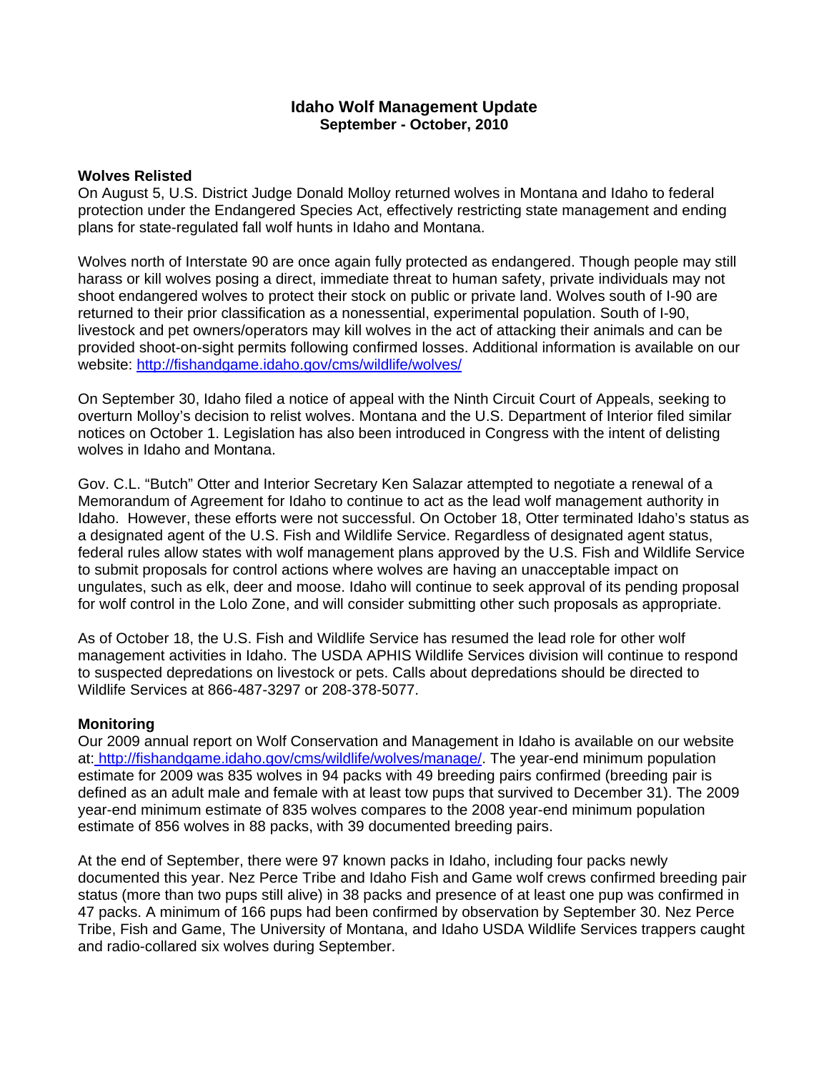# Idaho Wolf Management Update

## September - October, 2010

### Wolves Relisted

On August 5, U.S. District Judge Donald Molloy returned wolves in Montana and Idaho to federal protection under the Endangered Species Act, effectively restricting state management and ending plans for state-regulated fall wolf hunts in Idaho and Montana.

Wolves north of Interstate 90 are once again fully protected as endangered. Though people may still harass or kill wolves posing a direct, immediate threat to human safety, private individuals may not shoot endangered wolves to protect their stock on public or private land. Wolves south of I-90 are returned to their prior classification as a nonessential, experimental population. South of I-90, livestock and pet owners/operators may kill wolves in the act of attacking their animals and can be provided shoot-on-sight permits following confirmed losses. Additional information is available on our website: http://fishandgame.idaho.gov/cms/wildlife/wolves/

On September 30, Idaho filed a notice of appeal with the Ninth Circuit Court of Appeals, seeking to overturn Molloy's decision to relist wolves. Montana and the U.S. Department of Interior filed similar notices on October 1. Legislation has also been introduced in Congress with the intent of delisting wolves in Idaho and Montana.

Gov. C.L. "Butch" Otter and Interior Secretary Ken Salazar attempted to negotiate a renewal of a Memorandum of Agreement for Idaho to continue to act as the lead wolf management authority in Idaho. However, these efforts were not successful. On October 18, Otter terminated Idaho's status as a designated agent of the U.S. Fish and Wildlife Service. Regardless of designated agent status, federal rules allow states with wolf management plans approved by the U.S. Fish and Wildlife Service to submit proposals for control actions where wolves are having an unacceptable impact on ungulates, such as elk, deer and moose. Idaho will continue to seek approval of its pending proposal for wolf control in the Lolo Zone, and will consider submitting other such proposals as appropriate.

As of October 18, the U.S. Fish and Wildlife Service has resumed the lead role for other wolf management activities in Idaho. The USDA APHIS Wildlife Services division will continue to respond to suspected depredations on livestock or pets. Calls about depredations should be directed to Wildlife Services at 866-487-3297 or 208-378-5077.

### Monitoring

Our 2009 annual report on Wolf Conservation and Management in Idaho is available on our website at: http://fishandgame.idaho.gov/cms/wildlife/wolves/manage/. The year-end minimum population estimate for 2009 was 835 wolves in 94 packs with 49 breeding pairs confirmed (breeding pair is defined as an adult male and female with at least tow pups that survived to December 31). The 2009 year-end minimum estimate of 835 wolves compares to the 2008 year-end minimum population estimate of 856 wolves in 88 packs, with 39 documented breeding pairs.

At the end of September, there were 97 known packs in Idaho, including four packs newly documented this year. Nez Perce Tribe and Idaho Fish and Game wolf crews confirmed breeding pair status (more than two pups still alive) in 38 packs and presence of at least one pup was confirmed in 47 packs. A minimum of 166 pups had been confirmed by observation by September 30. Nez Perce Tribe, Fish and Game, The University of Montana, and Idaho USDA Wildlife Services trappers caught and radio-collared six wolves during September.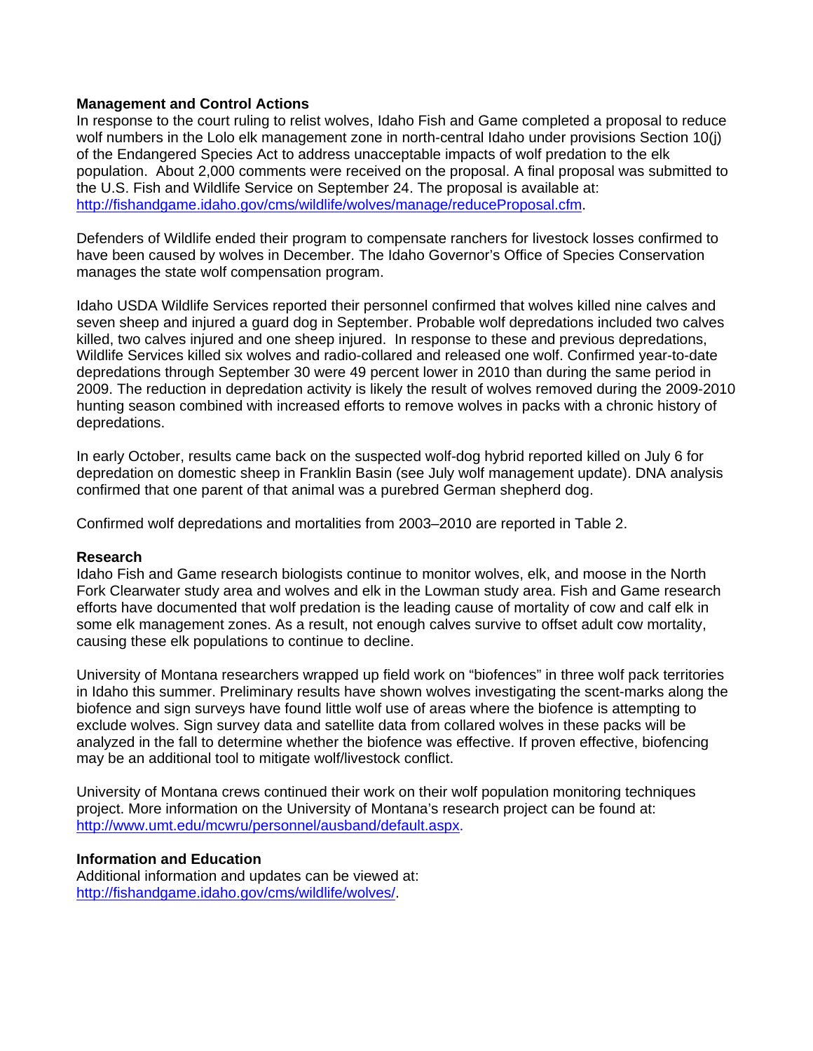**Management and Control Actions**

In response to the court ruling to relist wolves, Idaho Fish and Game completed a proposal to reduce wolf numbers in the Lolo elk management zone in north-central Idaho under provisions Section 10(j) of the Endangered Species Act to address unacceptable impacts of wolf predation to the elk population. About 2,000 comments were received on the proposal. A final proposal was submitted to the U.S. Fish and Wildlife Service on September 24. The proposal is available at: http://fishandgame.idaho.gov/cms/wildlife/wolves/manage/reduceProposal.cfm.

Defenders of Wildlife ended their program to compensate ranchers for livestock losses confirmed to have been caused by wolves in December. The Idaho Governor's Office of Species Conservation manages the state wolf compensation program.

Idaho USDA Wildlife Services reported their personnel confirmed that wolves killed nine calves and seven sheep and injured a guard dog in September. Probable wolf depredations included two calves killed, two calves injured and one sheep injured. In response to these and previous depredations, Wildlife Services killed six wolves and radio-collared and released one wolf. Confirmed year-to-date depredations through September 30 were 49 percent lower in 2010 than during the same period in 2009. The reduction in depredation activity is likely the result of wolves removed during the 2009-2010 hunting season combined with increased efforts to remove wolves in packs with a chronic history of depredations.

In early October, results came back on the suspected wolf-dog hybrid reported killed on July 6 for depredation on domestic sheep in Franklin Basin (see July wolf management update). DNA analysis confirmed that one parent of that animal was a purebred German shepherd dog.

Confirmed wolf depredations and mortalities from 2003–2010 are reported in Table 2.

**Research**

Idaho Fish and Game research biologists continue to monitor wolves, elk, and moose in the North Fork Clearwater study area and wolves and elk in the Lowman study area. Fish and Game research efforts have documented that wolf predation is the leading cause of mortality of cow and calf elk in some elk management zones. As a result, not enough calves survive to offset adult cow mortality, causing these elk populations to continue to decline.

University of Montana researchers wrapped up field work on "biofences" in three wolf pack territories in Idaho this summer. Preliminary results have shown wolves investigating the scent-marks along the biofence and sign surveys have found little wolf use of areas where the biofence is attempting to exclude wolves. Sign survey data and satellite data from collared wolves in these packs will be analyzed in the fall to determine whether the biofence was effective. If proven effective, biofencing may be an additional tool to mitigate wolf/livestock conflict.

University of Montana crews continued their work on their wolf population monitoring techniques project. More information on the University of Montana's research project can be found at: http://www.umt.edu/mcwru/personnel/ausband/default.aspx.

**Information and Education**

Additional information and updates can be viewed at: http://fishandgame.idaho.gov/cms/wildlife/wolves/.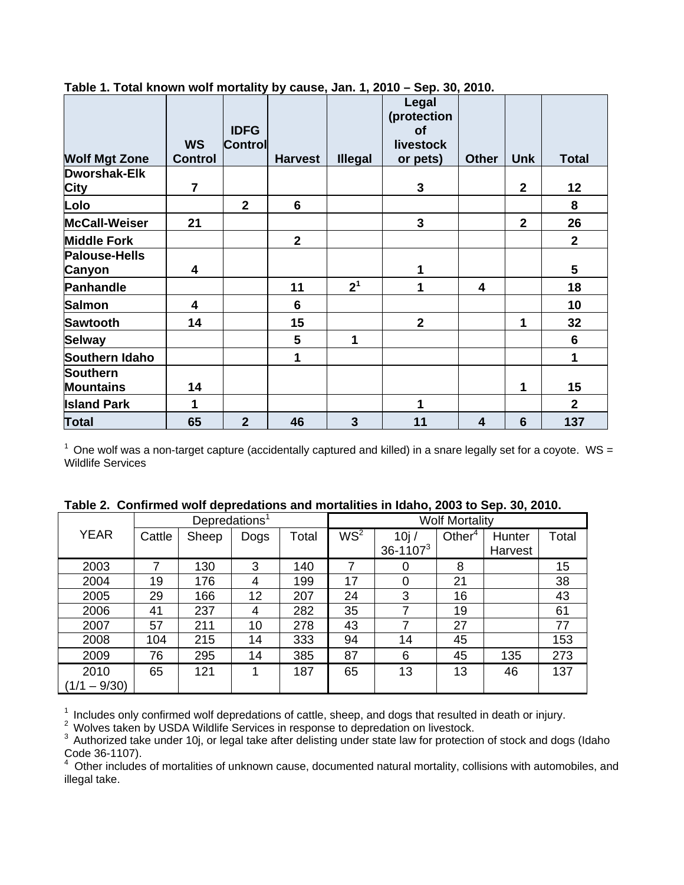**Table 1. Total known wolf mortality by cause, Jan. 1, 2010 – Sep. 30, 2010.**

| Wolf Mgt Zone | WS Control | IDFG Control | Harvest | Illegal | Legal (protection of livestock or pets) | Other | Unk | Total |
|---|---|---|---|---|---|---|---|---|
| Dworshak-Elk City | 7 | | | | 3 | | 2 | 12 |
| Lolo | | 2 | 6 | | | | | 8 |
| McCall-Weiser | 21 | | | | 3 | | 2 | 26 |
| Middle Fork | | | 2 | | | | | 2 |
| Palouse-Hells Canyon | 4 | | | | 1 | | | 5 |
| Panhandle | | | 11 | 2[1] | 1 | 4 | | 18 |
| Salmon | 4 | | 6 | | | | | 10 |
| Sawtooth | 14 | | 15 | | 2 | | 1 | 32 |
| Selway | | | 5 | 1 | | | | 6 |
| Southern Idaho | | | 1 | | | | | 1 |
| Southern Mountains | 14 | | | | | | 1 | 15 |
| Island Park | 1 | | | | 1 | | | 2 |
| **Total** | **65** | **2** | **46** | **3** | **11** | **4** | **6** | **137** |

[1] One wolf was a non-target capture (accidentally captured and killed) in a snare legally set for a coyote. WS = Wildlife Services

**Table 2. Confirmed wolf depredations and mortalities in Idaho, 2003 to Sep. 30, 2010.**

| YEAR | Depredations[1] | | | | Wolf Mortality | | | | |
|---|---|---|---|---|---|---|---|---|---|
| | Cattle | Sheep | Dogs | Total | WS[2] | 10j / 36-1107[3] | Other[4] | Hunter Harvest | Total |
| 2003 | 7 | 130 | 3 | 140 | 7 | 0 | 8 | | 15 |
| 2004 | 19 | 176 | 4 | 199 | 17 | 0 | 21 | | 38 |
| 2005 | 29 | 166 | 12 | 207 | 24 | 3 | 16 | | 43 |
| 2006 | 41 | 237 | 4 | 282 | 35 | 7 | 19 | | 61 |
| 2007 | 57 | 211 | 10 | 278 | 43 | 7 | 27 | | 77 |
| 2008 | 104 | 215 | 14 | 333 | 94 | 14 | 45 | | 153 |
| 2009 | 76 | 295 | 14 | 385 | 87 | 6 | 45 | 135 | 273 |
| 2010 (1/1 – 9/30) | 65 | 121 | 1 | 187 | 65 | 13 | 13 | 46 | 137 |

[1] Includes only confirmed wolf depredations of cattle, sheep, and dogs that resulted in death or injury.
[2] Wolves taken by USDA Wildlife Services in response to depredation on livestock.
[3] Authorized take under 10j, or legal take after delisting under state law for protection of stock and dogs (Idaho Code 36-1107).
[4] Other includes of mortalities of unknown cause, documented natural mortality, collisions with automobiles, and illegal take.